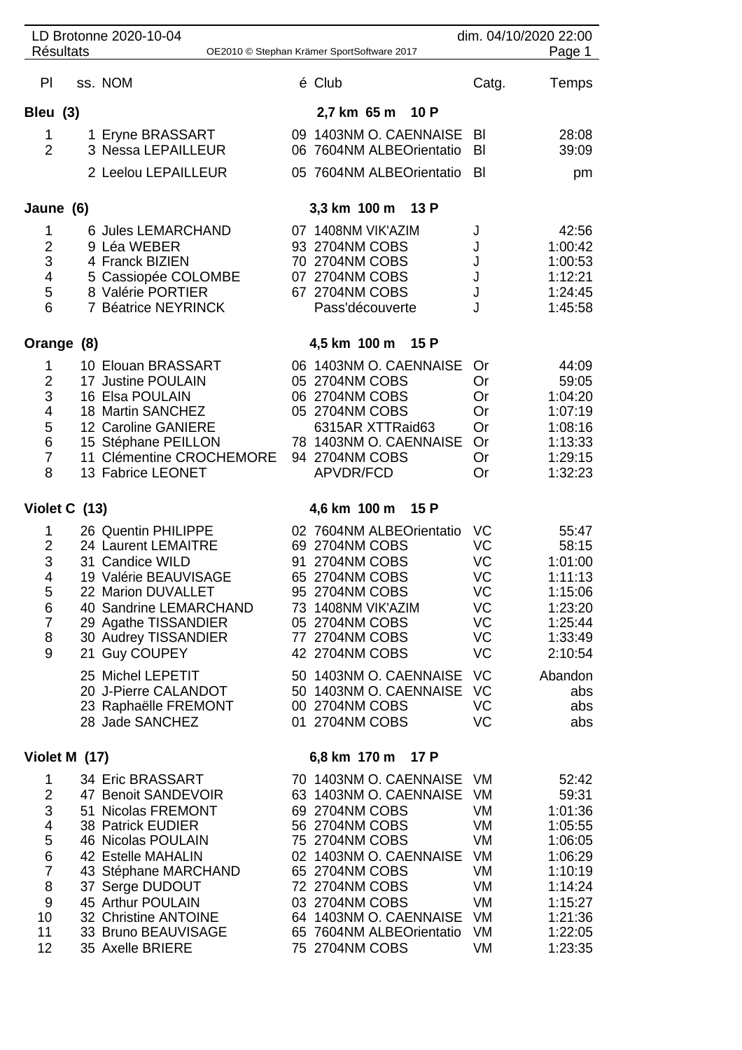LD Brotonne 2020-10-04 — dim. 04/10/2020 22:00

**Résultats** — OE2010 © Stephan Krämer SportSoftware 2017

| Pl | ss. | NOM | é | Club | Catg. | Temps |
|---|---|---|---|---|---|---|
| **Bleu (3)** | | | | **2,7 km 65 m 10 P** | | |
| 1 | 1 | Eryne BRASSART | 09 | 1403NM O. CAENNAISE | Bl | 28:08 |
| 2 | 3 | Nessa LEPAILLEUR | 06 | 7604NM ALBEOrientatio | Bl | 39:09 |
| | 2 | Leelou LEPAILLEUR | 05 | 7604NM ALBEOrientatio | Bl | pm |
| **Jaune (6)** | | | | **3,3 km 100 m 13 P** | | |
| 1 | 6 | Jules LEMARCHAND | 07 | 1408NM VIK'AZIM | J | 42:56 |
| 2 | 9 | Léa WEBER | 93 | 2704NM COBS | J | 1:00:42 |
| 3 | 4 | Franck BIZIEN | 70 | 2704NM COBS | J | 1:00:53 |
| 4 | 5 | Cassiopée COLOMBE | 07 | 2704NM COBS | J | 1:12:21 |
| 5 | 8 | Valérie PORTIER | 67 | 2704NM COBS | J | 1:24:45 |
| 6 | 7 | Béatrice NEYRINCK | | Pass'découverte | J | 1:45:58 |
| **Orange (8)** | | | | **4,5 km 100 m 15 P** | | |
| 1 | 10 | Elouan BRASSART | 06 | 1403NM O. CAENNAISE | Or | 44:09 |
| 2 | 17 | Justine POULAIN | 05 | 2704NM COBS | Or | 59:05 |
| 3 | 16 | Elsa POULAIN | 06 | 2704NM COBS | Or | 1:04:20 |
| 4 | 18 | Martin SANCHEZ | 05 | 2704NM COBS | Or | 1:07:19 |
| 5 | 12 | Caroline GANIERE | | 6315AR XTTRaid63 | Or | 1:08:16 |
| 6 | 15 | Stéphane PEILLON | 78 | 1403NM O. CAENNAISE | Or | 1:13:33 |
| 7 | 11 | Clémentine CROCHEMORE | 94 | 2704NM COBS | Or | 1:29:15 |
| 8 | 13 | Fabrice LEONET | | APVDR/FCD | Or | 1:32:23 |
| **Violet C (13)** | | | | **4,6 km 100 m 15 P** | | |
| 1 | 26 | Quentin PHILIPPE | 02 | 7604NM ALBEOrientatio | VC | 55:47 |
| 2 | 24 | Laurent LEMAITRE | 69 | 2704NM COBS | VC | 58:15 |
| 3 | 31 | Candice WILD | 91 | 2704NM COBS | VC | 1:01:00 |
| 4 | 19 | Valérie BEAUVISAGE | 65 | 2704NM COBS | VC | 1:11:13 |
| 5 | 22 | Marion DUVALLET | 95 | 2704NM COBS | VC | 1:15:06 |
| 6 | 40 | Sandrine LEMARCHAND | 73 | 1408NM VIK'AZIM | VC | 1:23:20 |
| 7 | 29 | Agathe TISSANDIER | 05 | 2704NM COBS | VC | 1:25:44 |
| 8 | 30 | Audrey TISSANDIER | 77 | 2704NM COBS | VC | 1:33:49 |
| 9 | 21 | Guy COUPEY | 42 | 2704NM COBS | VC | 2:10:54 |
| | 25 | Michel LEPETIT | 50 | 1403NM O. CAENNAISE | VC | Abandon |
| | 20 | J-Pierre CALANDOT | 50 | 1403NM O. CAENNAISE | VC | abs |
| | 23 | Raphaëlle FREMONT | 00 | 2704NM COBS | VC | abs |
| | 28 | Jade SANCHEZ | 01 | 2704NM COBS | VC | abs |
| **Violet M (17)** | | | | **6,8 km 170 m 17 P** | | |
| 1 | 34 | Eric BRASSART | 70 | 1403NM O. CAENNAISE | VM | 52:42 |
| 2 | 47 | Benoit SANDEVOIR | 63 | 1403NM O. CAENNAISE | VM | 59:31 |
| 3 | 51 | Nicolas FREMONT | 69 | 2704NM COBS | VM | 1:01:36 |
| 4 | 38 | Patrick EUDIER | 56 | 2704NM COBS | VM | 1:05:55 |
| 5 | 46 | Nicolas POULAIN | 75 | 2704NM COBS | VM | 1:06:05 |
| 6 | 42 | Estelle MAHALIN | 02 | 1403NM O. CAENNAISE | VM | 1:06:29 |
| 7 | 43 | Stéphane MARCHAND | 65 | 2704NM COBS | VM | 1:10:19 |
| 8 | 37 | Serge DUDOUT | 72 | 2704NM COBS | VM | 1:14:24 |
| 9 | 45 | Arthur POULAIN | 03 | 2704NM COBS | VM | 1:15:27 |
| 10 | 32 | Christine ANTOINE | 64 | 1403NM O. CAENNAISE | VM | 1:21:36 |
| 11 | 33 | Bruno BEAUVISAGE | 65 | 7604NM ALBEOrientatio | VM | 1:22:05 |
| 12 | 35 | Axelle BRIERE | 75 | 2704NM COBS | VM | 1:23:35 |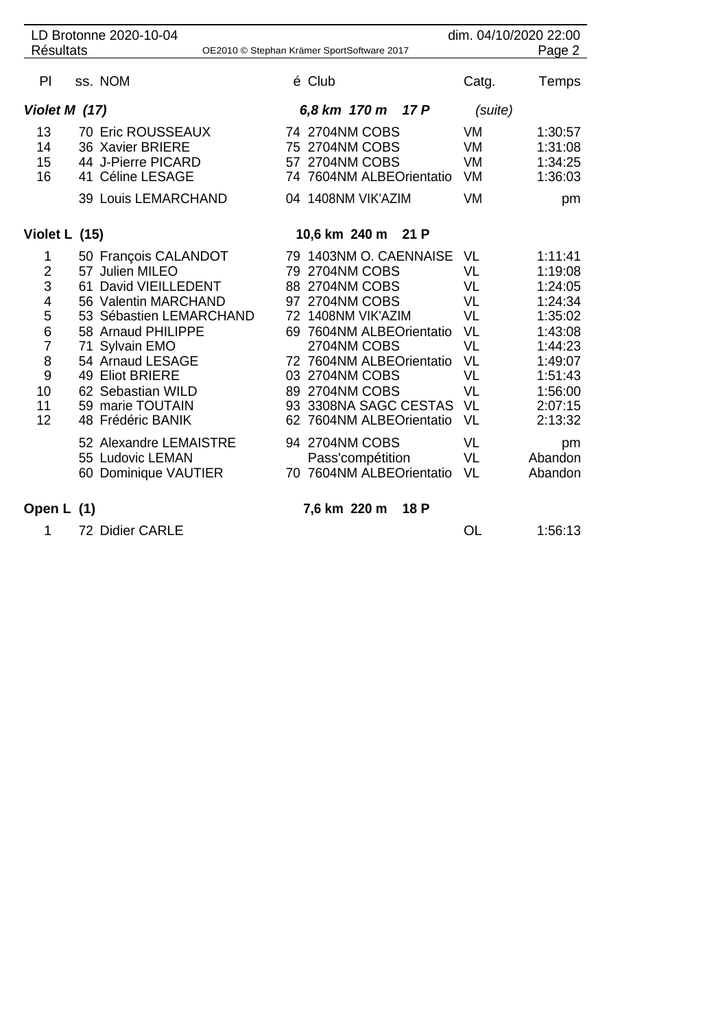| Pl | ss. | NOM | é | Club | Catg. | Temps |
|---|---|---|---|---|---|---|
| ***Violet M (17)*** | | | | ***6,8 km 170 m 17 P*** | *(suite)* | |
| 13 | 70 | Eric ROUSSEAUX | 74 | 2704NM COBS | VM | 1:30:57 |
| 14 | 36 | Xavier BRIERE | 75 | 2704NM COBS | VM | 1:31:08 |
| 15 | 44 | J-Pierre PICARD | 57 | 2704NM COBS | VM | 1:34:25 |
| 16 | 41 | Céline LESAGE | 74 | 7604NM ALBEOrientatio | VM | 1:36:03 |
| | 39 | Louis LEMARCHAND | 04 | 1408NM VIK'AZIM | VM | pm |
| **Violet L (15)** | | | | **10,6 km 240 m 21 P** | | |
| 1 | 50 | François CALANDOT | 79 | 1403NM O. CAENNAISE | VL | 1:11:41 |
| 2 | 57 | Julien MILEO | 79 | 2704NM COBS | VL | 1:19:08 |
| 3 | 61 | David VIEILLEDENT | 88 | 2704NM COBS | VL | 1:24:05 |
| 4 | 56 | Valentin MARCHAND | 97 | 2704NM COBS | VL | 1:24:34 |
| 5 | 53 | Sébastien LEMARCHAND | 72 | 1408NM VIK'AZIM | VL | 1:35:02 |
| 6 | 58 | Arnaud PHILIPPE | 69 | 7604NM ALBEOrientatio | VL | 1:43:08 |
| 7 | 71 | Sylvain EMO | | 2704NM COBS | VL | 1:44:23 |
| 8 | 54 | Arnaud LESAGE | 72 | 7604NM ALBEOrientatio | VL | 1:49:07 |
| 9 | 49 | Eliot BRIERE | 03 | 2704NM COBS | VL | 1:51:43 |
| 10 | 62 | Sebastian WILD | 89 | 2704NM COBS | VL | 1:56:00 |
| 11 | 59 | marie TOUTAIN | 93 | 3308NA SAGC CESTAS | VL | 2:07:15 |
| 12 | 48 | Frédéric BANIK | 62 | 7604NM ALBEOrientatio | VL | 2:13:32 |
| | 52 | Alexandre LEMAISTRE | 94 | 2704NM COBS | VL | pm |
| | 55 | Ludovic LEMAN | | Pass'compétition | VL | Abandon |
| | 60 | Dominique VAUTIER | 70 | 7604NM ALBEOrientatio | VL | Abandon |
| **Open L (1)** | | | | **7,6 km 220 m 18 P** | | |
| 1 | 72 | Didier CARLE | | | OL | 1:56:13 |